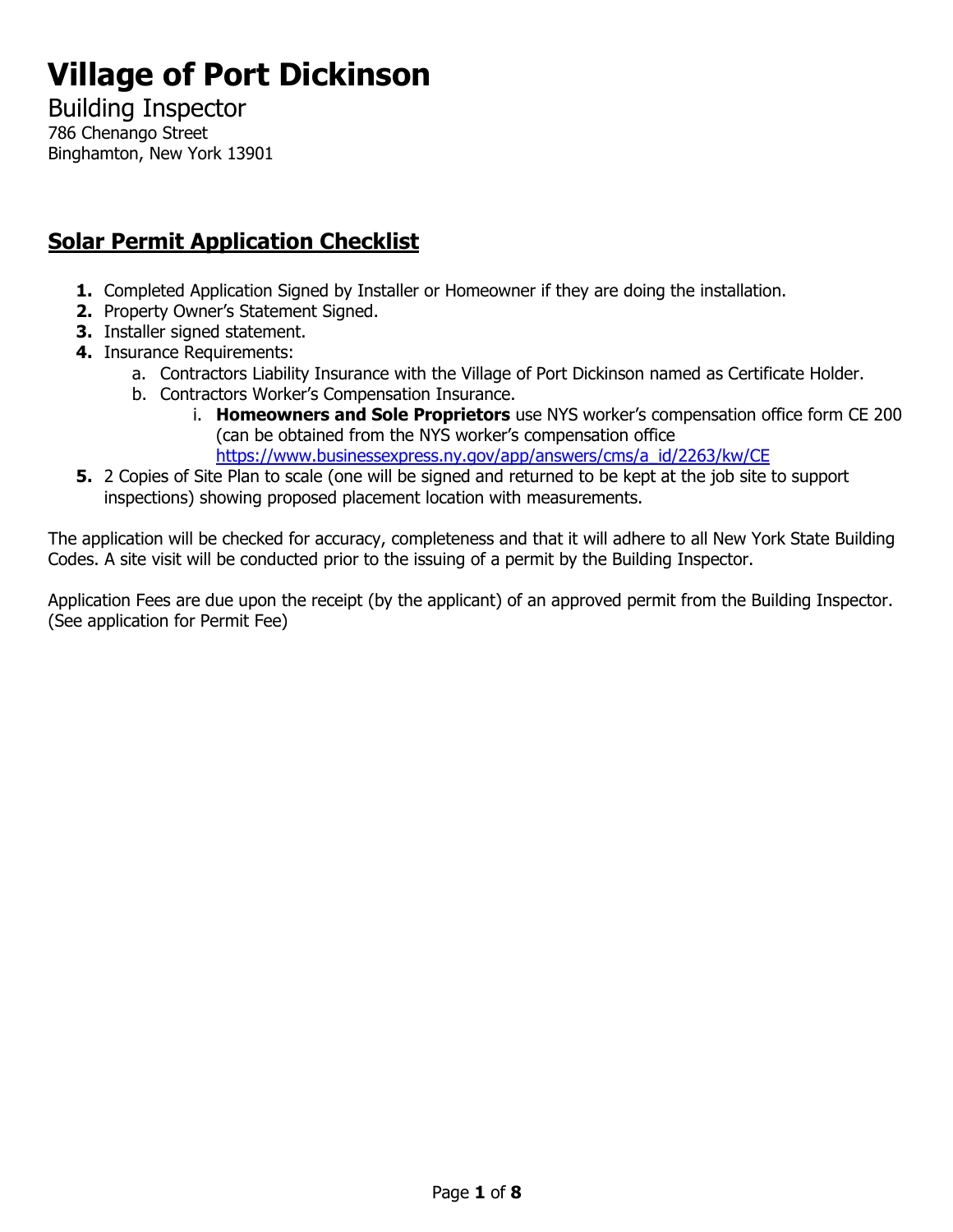# Village of Port Dickinson

Building Inspector
786 Chenango Street
Binghamton, New York 13901

## Solar Permit Application Checklist

1. Completed Application Signed by Installer or Homeowner if they are doing the installation.
2. Property Owner's Statement Signed.
3. Installer signed statement.
4. Insurance Requirements:
   a. Contractors Liability Insurance with the Village of Port Dickinson named as Certificate Holder.
   b. Contractors Worker's Compensation Insurance.
      i. **Homeowners and Sole Proprietors** use NYS worker's compensation office form CE 200 (can be obtained from the NYS worker's compensation office https://www.businessexpress.ny.gov/app/answers/cms/a_id/2263/kw/CE
5. 2 Copies of Site Plan to scale (one will be signed and returned to be kept at the job site to support inspections) showing proposed placement location with measurements.

The application will be checked for accuracy, completeness and that it will adhere to all New York State Building Codes. A site visit will be conducted prior to the issuing of a permit by the Building Inspector.

Application Fees are due upon the receipt (by the applicant) of an approved permit from the Building Inspector. (See application for Permit Fee)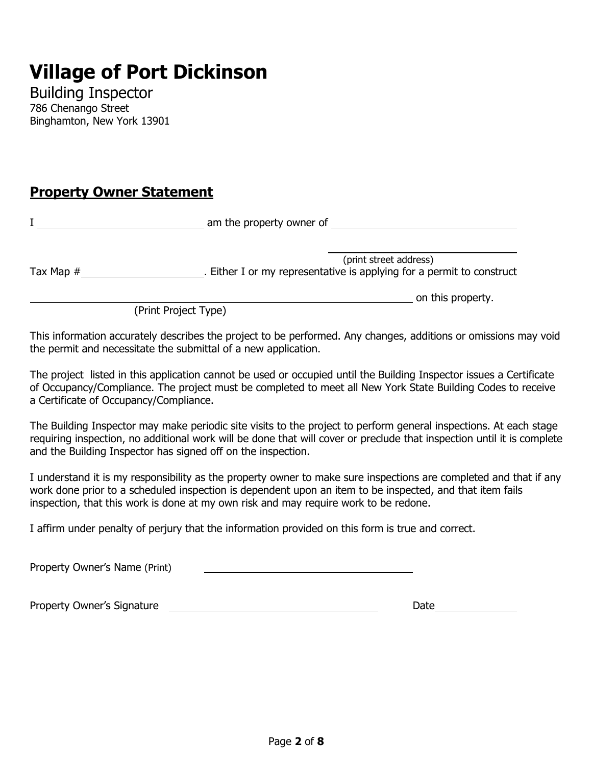# Village of Port Dickinson

Building Inspector
786 Chenango Street
Binghamton, New York 13901

## **Property Owner Statement**

I ______________________________ am the property owner of ______________________________

______________________________
(print street address)

Tax Map # ____________________. Either I or my representative is applying for a permit to construct

______________________________________________________________ on this property.
(Print Project Type)

This information accurately describes the project to be performed. Any changes, additions or omissions may void the permit and necessitate the submittal of a new application.

The project listed in this application cannot be used or occupied until the Building Inspector issues a Certificate of Occupancy/Compliance. The project must be completed to meet all New York State Building Codes to receive a Certificate of Occupancy/Compliance.

The Building Inspector may make periodic site visits to the project to perform general inspections. At each stage requiring inspection, no additional work will be done that will cover or preclude that inspection until it is complete and the Building Inspector has signed off on the inspection.

I understand it is my responsibility as the property owner to make sure inspections are completed and that if any work done prior to a scheduled inspection is dependent upon an item to be inspected, and that item fails inspection, that this work is done at my own risk and may require work to be redone.

I affirm under penalty of perjury that the information provided on this form is true and correct.

Property Owner's Name (Print) ______________________________

Property Owner's Signature ______________________________ Date ______________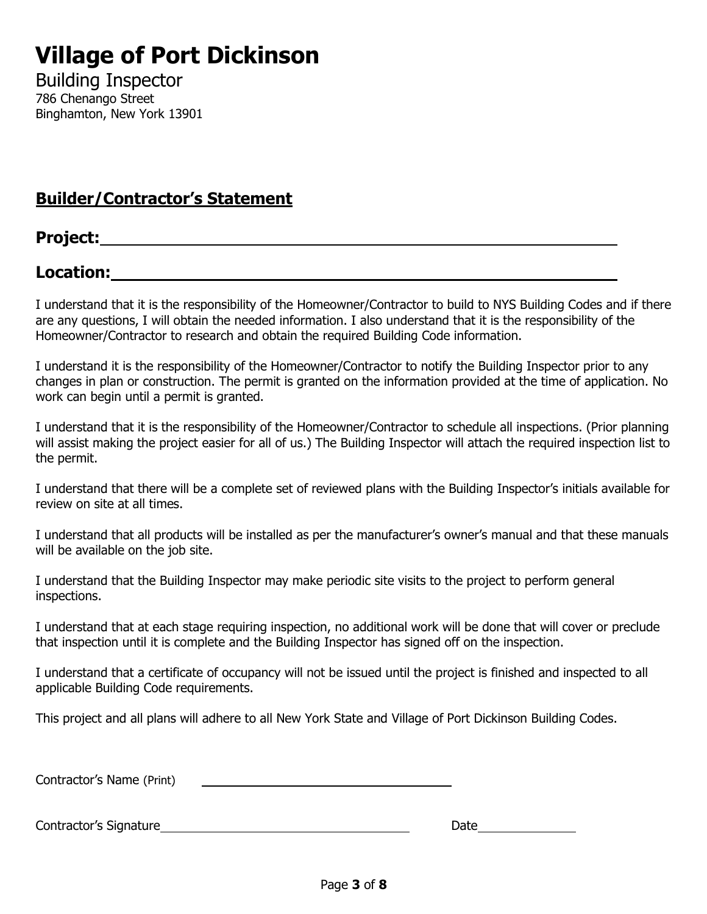# Village of Port Dickinson

Building Inspector
786 Chenango Street
Binghamton, New York 13901

## Builder/Contractor's Statement

**Project:** ______________________________________________

**Location:** ______________________________________________

I understand that it is the responsibility of the Homeowner/Contractor to build to NYS Building Codes and if there are any questions, I will obtain the needed information. I also understand that it is the responsibility of the Homeowner/Contractor to research and obtain the required Building Code information.

I understand it is the responsibility of the Homeowner/Contractor to notify the Building Inspector prior to any changes in plan or construction. The permit is granted on the information provided at the time of application. No work can begin until a permit is granted.

I understand that it is the responsibility of the Homeowner/Contractor to schedule all inspections. (Prior planning will assist making the project easier for all of us.) The Building Inspector will attach the required inspection list to the permit.

I understand that there will be a complete set of reviewed plans with the Building Inspector's initials available for review on site at all times.

I understand that all products will be installed as per the manufacturer's owner's manual and that these manuals will be available on the job site.

I understand that the Building Inspector may make periodic site visits to the project to perform general inspections.

I understand that at each stage requiring inspection, no additional work will be done that will cover or preclude that inspection until it is complete and the Building Inspector has signed off on the inspection.

I understand that a certificate of occupancy will not be issued until the project is finished and inspected to all applicable Building Code requirements.

This project and all plans will adhere to all New York State and Village of Port Dickinson Building Codes.

Contractor's Name (Print) ______________________________

Contractor's Signature ______________________________ Date ____________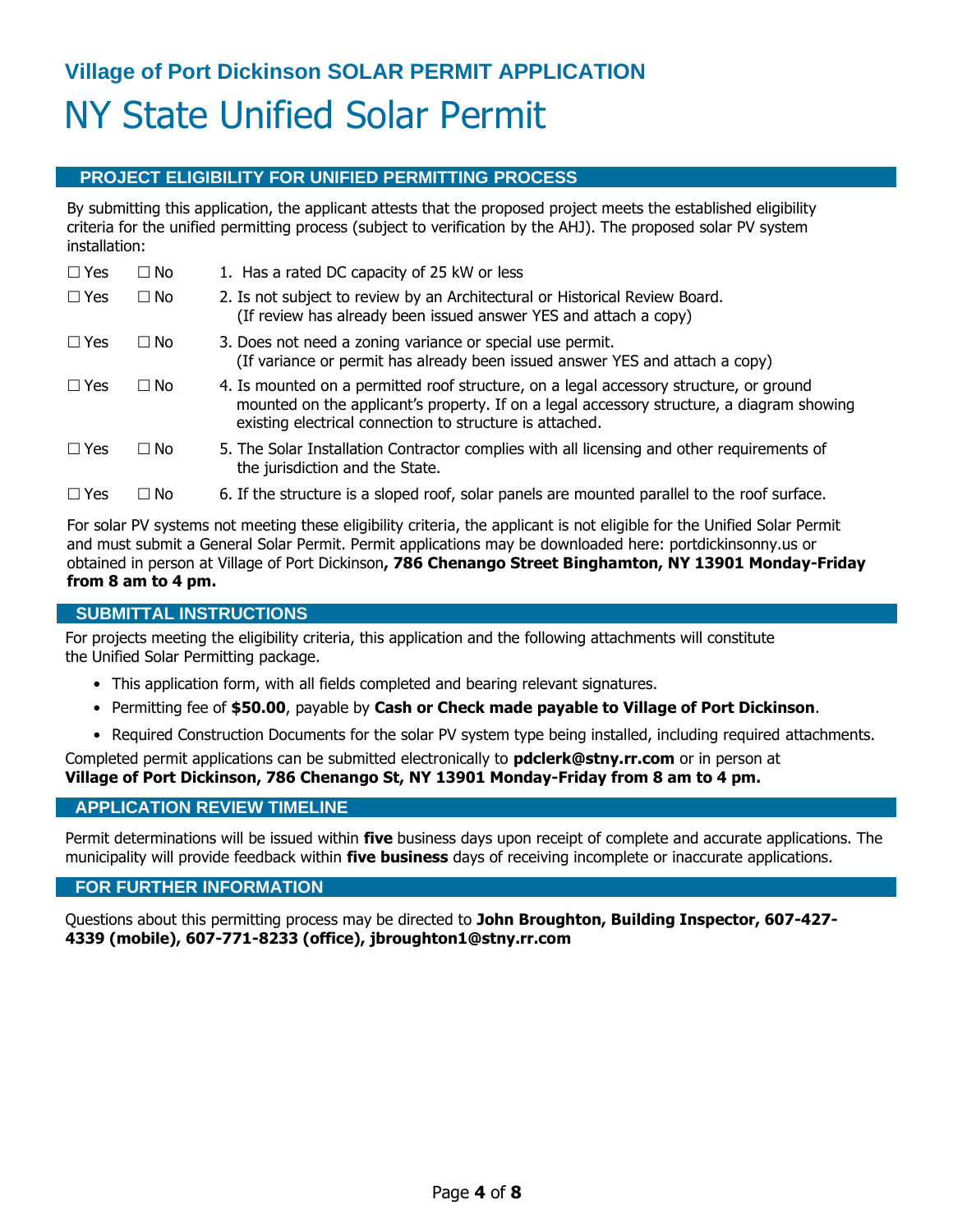## Village of Port Dickinson SOLAR PERMIT APPLICATION

# NY State Unified Solar Permit

## PROJECT ELIGIBILITY FOR UNIFIED PERMITTING PROCESS

By submitting this application, the applicant attests that the proposed project meets the established eligibility criteria for the unified permitting process (subject to verification by the AHJ). The proposed solar PV system installation:

☐ Yes ☐ No 1. Has a rated DC capacity of 25 kW or less

☐ Yes ☐ No 2. Is not subject to review by an Architectural or Historical Review Board. (If review has already been issued answer YES and attach a copy)

☐ Yes ☐ No 3. Does not need a zoning variance or special use permit. (If variance or permit has already been issued answer YES and attach a copy)

☐ Yes ☐ No 4. Is mounted on a permitted roof structure, on a legal accessory structure, or ground mounted on the applicant's property. If on a legal accessory structure, a diagram showing existing electrical connection to structure is attached.

☐ Yes ☐ No 5. The Solar Installation Contractor complies with all licensing and other requirements of the jurisdiction and the State.

☐ Yes ☐ No 6. If the structure is a sloped roof, solar panels are mounted parallel to the roof surface.

For solar PV systems not meeting these eligibility criteria, the applicant is not eligible for the Unified Solar Permit and must submit a General Solar Permit. Permit applications may be downloaded here: portdickinsonny.us or obtained in person at Village of Port Dickinson**, 786 Chenango Street Binghamton, NY 13901 Monday-Friday from 8 am to 4 pm.**

## SUBMITTAL INSTRUCTIONS

For projects meeting the eligibility criteria, this application and the following attachments will constitute the Unified Solar Permitting package.

- This application form, with all fields completed and bearing relevant signatures.
- Permitting fee of **$50.00**, payable by **Cash or Check made payable to Village of Port Dickinson**.
- Required Construction Documents for the solar PV system type being installed, including required attachments.

Completed permit applications can be submitted electronically to **pdclerk@stny.rr.com** or in person at **Village of Port Dickinson, 786 Chenango St, NY 13901 Monday-Friday from 8 am to 4 pm.**

## APPLICATION REVIEW TIMELINE

Permit determinations will be issued within **five** business days upon receipt of complete and accurate applications. The municipality will provide feedback within **five business** days of receiving incomplete or inaccurate applications.

## FOR FURTHER INFORMATION

Questions about this permitting process may be directed to **John Broughton, Building Inspector, 607-427-4339 (mobile), 607-771-8233 (office), jbroughton1@stny.rr.com**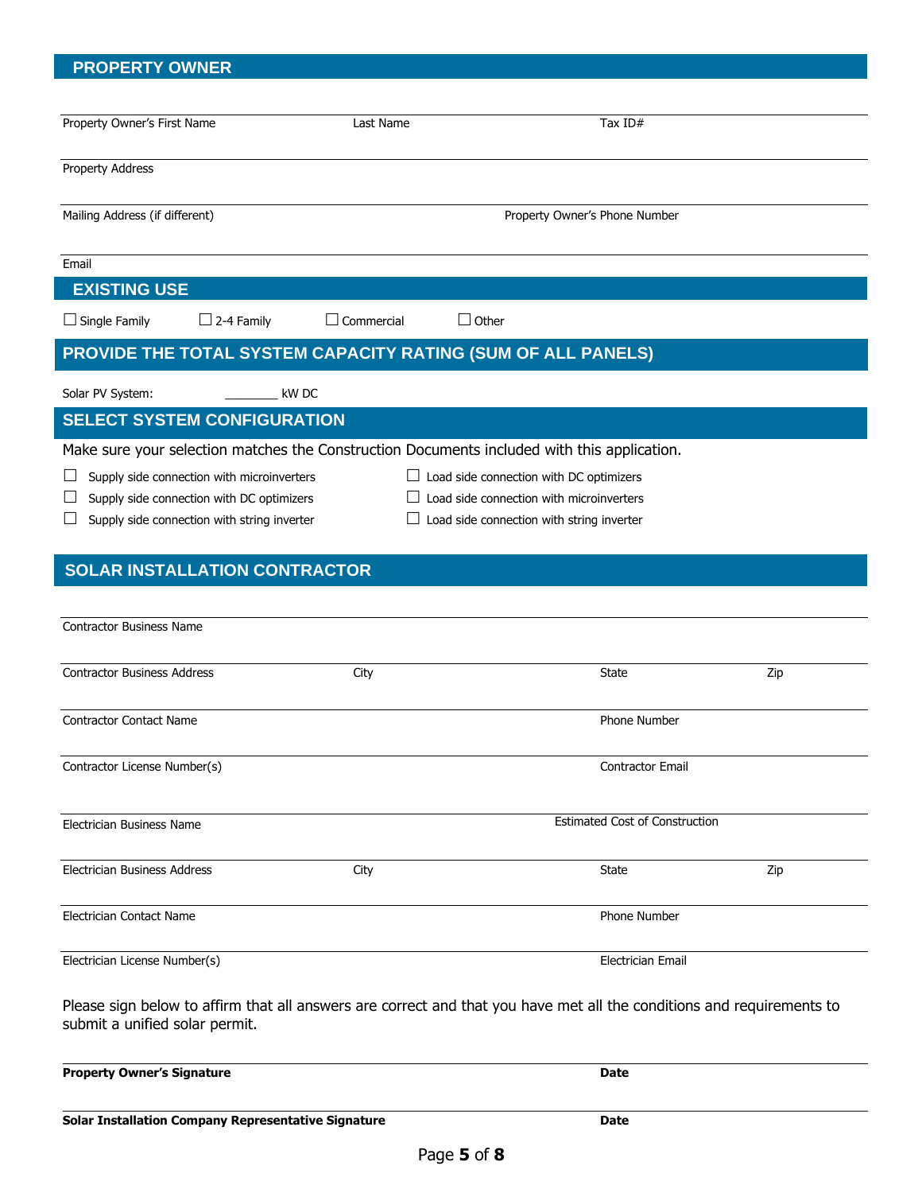## PROPERTY OWNER

Property Owner's First Name | Last Name | Tax ID#

Property Address

Mailing Address (if different) | Property Owner's Phone Number

Email

## EXISTING USE

☐ Single Family ☐ 2-4 Family ☐ Commercial ☐ Other

## PROVIDE THE TOTAL SYSTEM CAPACITY RATING (SUM OF ALL PANELS)

Solar PV System: ________ kW DC

## SELECT SYSTEM CONFIGURATION

Make sure your selection matches the Construction Documents included with this application.

☐ Supply side connection with microinverters
☐ Supply side connection with DC optimizers
☐ Supply side connection with string inverter
☐ Load side connection with DC optimizers
☐ Load side connection with microinverters
☐ Load side connection with string inverter

## SOLAR INSTALLATION CONTRACTOR

Contractor Business Name

Contractor Business Address | City | State | Zip

Contractor Contact Name | Phone Number

Contractor License Number(s) | Contractor Email

Electrician Business Name | Estimated Cost of Construction

Electrician Business Address | City | State | Zip

Electrician Contact Name | Phone Number

Electrician License Number(s) | Electrician Email

Please sign below to affirm that all answers are correct and that you have met all the conditions and requirements to submit a unified solar permit.

**Property Owner's Signature** | **Date**

**Solar Installation Company Representative Signature** | **Date**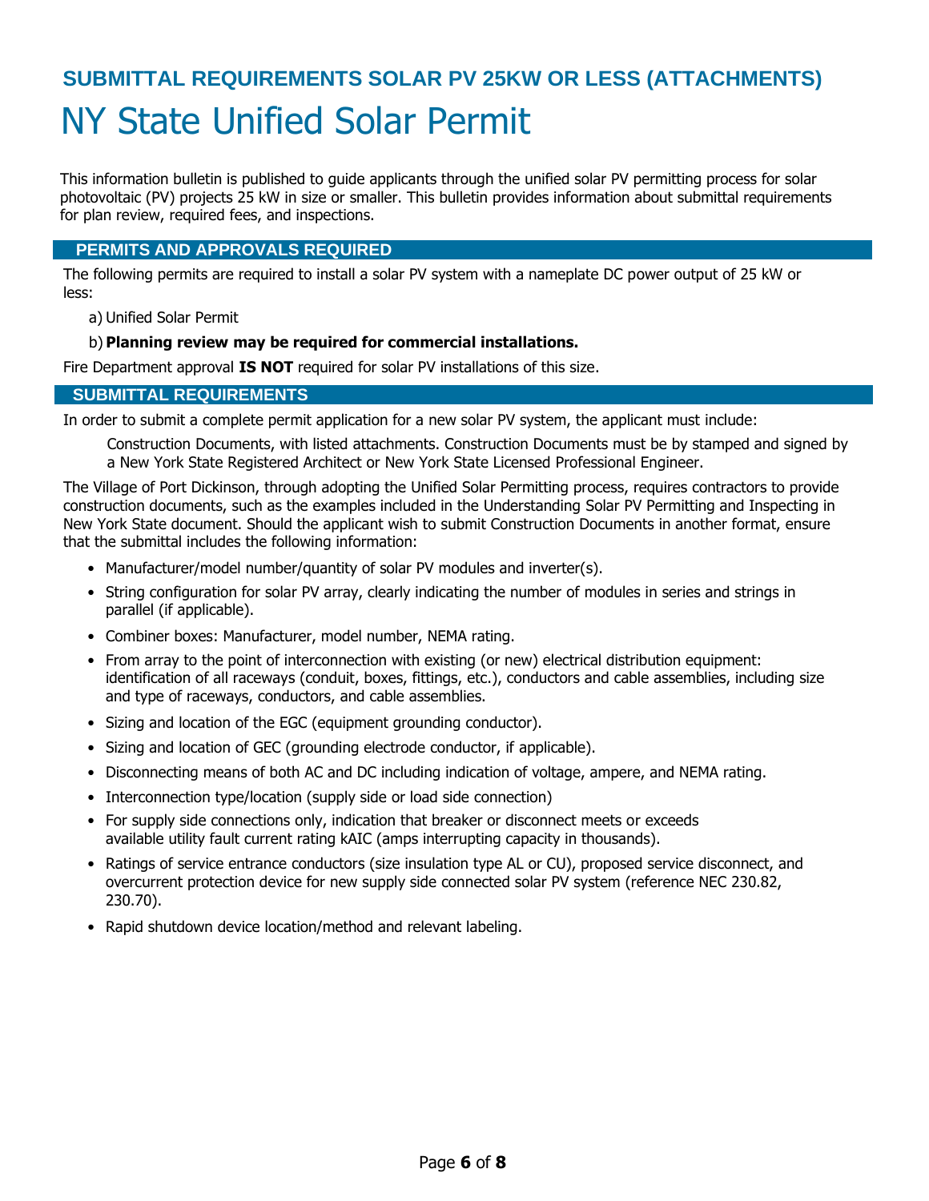## SUBMITTAL REQUIREMENTS SOLAR PV 25KW OR LESS (ATTACHMENTS)

# NY State Unified Solar Permit

This information bulletin is published to guide applicants through the unified solar PV permitting process for solar photovoltaic (PV) projects 25 kW in size or smaller. This bulletin provides information about submittal requirements for plan review, required fees, and inspections.

### PERMITS AND APPROVALS REQUIRED

The following permits are required to install a solar PV system with a nameplate DC power output of 25 kW or less:

a) Unified Solar Permit

b) **Planning review may be required for commercial installations.**

Fire Department approval **IS NOT** required for solar PV installations of this size.

### SUBMITTAL REQUIREMENTS

In order to submit a complete permit application for a new solar PV system, the applicant must include:

Construction Documents, with listed attachments. Construction Documents must be by stamped and signed by a New York State Registered Architect or New York State Licensed Professional Engineer.

The Village of Port Dickinson, through adopting the Unified Solar Permitting process, requires contractors to provide construction documents, such as the examples included in the Understanding Solar PV Permitting and Inspecting in New York State document. Should the applicant wish to submit Construction Documents in another format, ensure that the submittal includes the following information:

- Manufacturer/model number/quantity of solar PV modules and inverter(s).
- String configuration for solar PV array, clearly indicating the number of modules in series and strings in parallel (if applicable).
- Combiner boxes: Manufacturer, model number, NEMA rating.
- From array to the point of interconnection with existing (or new) electrical distribution equipment: identification of all raceways (conduit, boxes, fittings, etc.), conductors and cable assemblies, including size and type of raceways, conductors, and cable assemblies.
- Sizing and location of the EGC (equipment grounding conductor).
- Sizing and location of GEC (grounding electrode conductor, if applicable).
- Disconnecting means of both AC and DC including indication of voltage, ampere, and NEMA rating.
- Interconnection type/location (supply side or load side connection)
- For supply side connections only, indication that breaker or disconnect meets or exceeds available utility fault current rating kAIC (amps interrupting capacity in thousands).
- Ratings of service entrance conductors (size insulation type AL or CU), proposed service disconnect, and overcurrent protection device for new supply side connected solar PV system (reference NEC 230.82, 230.70).
- Rapid shutdown device location/method and relevant labeling.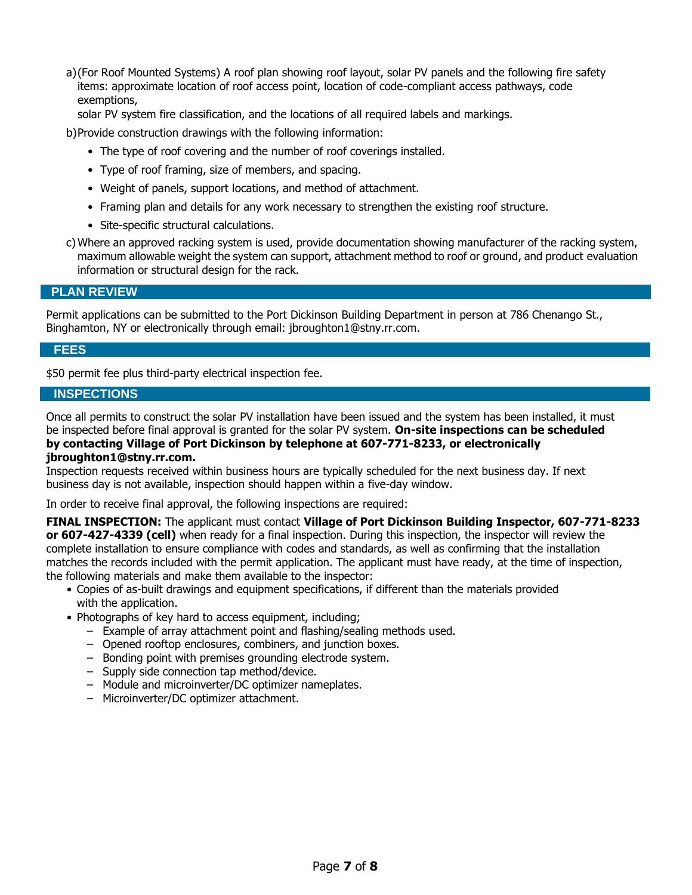a) (For Roof Mounted Systems) A roof plan showing roof layout, solar PV panels and the following fire safety items: approximate location of roof access point, location of code-compliant access pathways, code exemptions, solar PV system fire classification, and the locations of all required labels and markings.

b) Provide construction drawings with the following information:

- The type of roof covering and the number of roof coverings installed.
- Type of roof framing, size of members, and spacing.
- Weight of panels, support locations, and method of attachment.
- Framing plan and details for any work necessary to strengthen the existing roof structure.
- Site-specific structural calculations.

c) Where an approved racking system is used, provide documentation showing manufacturer of the racking system, maximum allowable weight the system can support, attachment method to roof or ground, and product evaluation information or structural design for the rack.

## PLAN REVIEW

Permit applications can be submitted to the Port Dickinson Building Department in person at 786 Chenango St., Binghamton, NY or electronically through email: jbroughton1@stny.rr.com.

## FEES

$50 permit fee plus third-party electrical inspection fee.

## INSPECTIONS

Once all permits to construct the solar PV installation have been issued and the system has been installed, it must be inspected before final approval is granted for the solar PV system. **On-site inspections can be scheduled by contacting Village of Port Dickinson by telephone at 607-771-8233, or electronically jbroughton1@stny.rr.com.**
Inspection requests received within business hours are typically scheduled for the next business day. If next business day is not available, inspection should happen within a five-day window.

In order to receive final approval, the following inspections are required:

**FINAL INSPECTION:** The applicant must contact **Village of Port Dickinson Building Inspector, 607-771-8233 or 607-427-4339 (cell)** when ready for a final inspection. During this inspection, the inspector will review the complete installation to ensure compliance with codes and standards, as well as confirming that the installation matches the records included with the permit application. The applicant must have ready, at the time of inspection, the following materials and make them available to the inspector:

- Copies of as-built drawings and equipment specifications, if different than the materials provided with the application.
- Photographs of key hard to access equipment, including;
  - Example of array attachment point and flashing/sealing methods used.
  - Opened rooftop enclosures, combiners, and junction boxes.
  - Bonding point with premises grounding electrode system.
  - Supply side connection tap method/device.
  - Module and microinverter/DC optimizer nameplates.
  - Microinverter/DC optimizer attachment.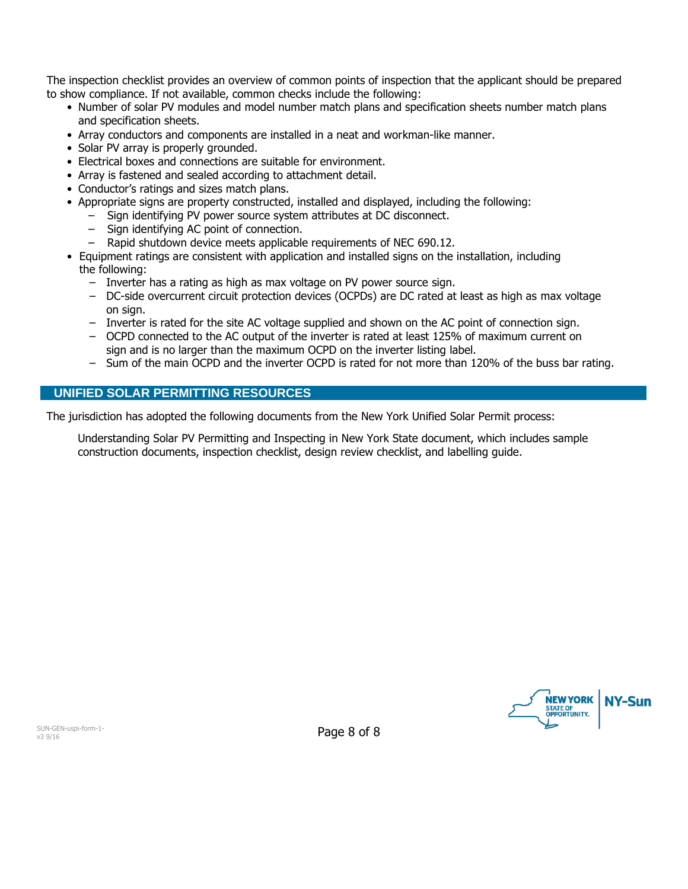The inspection checklist provides an overview of common points of inspection that the applicant should be prepared to show compliance. If not available, common checks include the following:

- Number of solar PV modules and model number match plans and specification sheets number match plans and specification sheets.
- Array conductors and components are installed in a neat and workman-like manner.
- Solar PV array is properly grounded.
- Electrical boxes and connections are suitable for environment.
- Array is fastened and sealed according to attachment detail.
- Conductor's ratings and sizes match plans.
- Appropriate signs are property constructed, installed and displayed, including the following:
  - Sign identifying PV power source system attributes at DC disconnect.
  - Sign identifying AC point of connection.
  - Rapid shutdown device meets applicable requirements of NEC 690.12.
- Equipment ratings are consistent with application and installed signs on the installation, including the following:
  - Inverter has a rating as high as max voltage on PV power source sign.
  - DC-side overcurrent circuit protection devices (OCPDs) are DC rated at least as high as max voltage on sign.
  - Inverter is rated for the site AC voltage supplied and shown on the AC point of connection sign.
  - OCPD connected to the AC output of the inverter is rated at least 125% of maximum current on sign and is no larger than the maximum OCPD on the inverter listing label.
  - Sum of the main OCPD and the inverter OCPD is rated for not more than 120% of the buss bar rating.

## UNIFIED SOLAR PERMITTING RESOURCES

The jurisdiction has adopted the following documents from the New York Unified Solar Permit process:

Understanding Solar PV Permitting and Inspecting in New York State document, which includes sample construction documents, inspection checklist, design review checklist, and labelling guide.